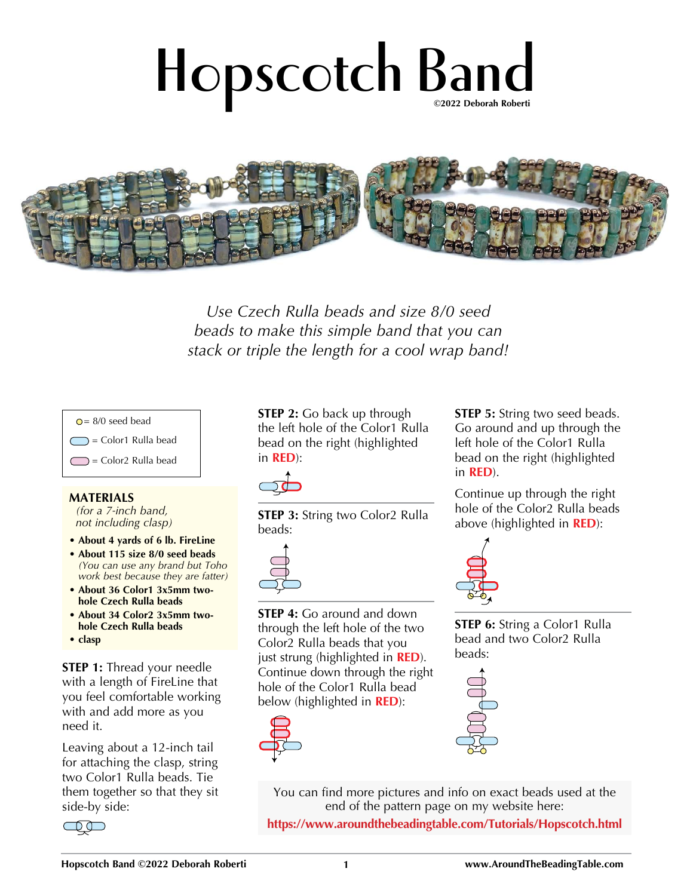# Hopscotch Band

©2022 Deborah Roberti

*Use Czech Rulla beads and size 8/0 seed beads to make this simple band that you can stack or triple the length for a cool wrap band!*

= 8/0 seed bead

= Color1 Rulla bead

= Color2 Rulla bead

## MATERIALS

*(for a 7-inch band, not including clasp)*

- **About 4 yards of 6 lb. FireLine**
- **About 115 size 8/0 seed beads** *(You can use any brand but Toho work best because they are fatter)*
- **About 36 Color1 3x5mm two-hole Czech Rulla beads**
- **About 34 Color2 3x5mm two-hole Czech Rulla beads**
- **clasp**

**STEP 1:** Thread your needle with a length of FireLine that you feel comfortable working with and add more as you need it.

Leaving about a 12-inch tail for attaching the clasp, string two Color1 Rulla beads. Tie them together so that they sit side-by side:

**STEP 2:** Go back up through the left hole of the Color1 Rulla bead on the right (highlighted in **RED**):

**STEP 3:** String two Color2 Rulla beads:

**STEP 4:** Go around and down through the left hole of the two Color2 Rulla beads that you just strung (highlighted in **RED**). Continue down through the right hole of the Color1 Rulla bead below (highlighted in **RED**):

**STEP 5:** String two seed beads. Go around and up through the left hole of the Color1 Rulla bead on the right (highlighted in **RED**).

Continue up through the right hole of the Color2 Rulla beads above (highlighted in **RED**):

**STEP 6:** String a Color1 Rulla bead and two Color2 Rulla beads:

You can find more pictures and info on exact beads used at the end of the pattern page on my website here:
**https://www.aroundthebeadingtable.com/Tutorials/Hopscotch.html**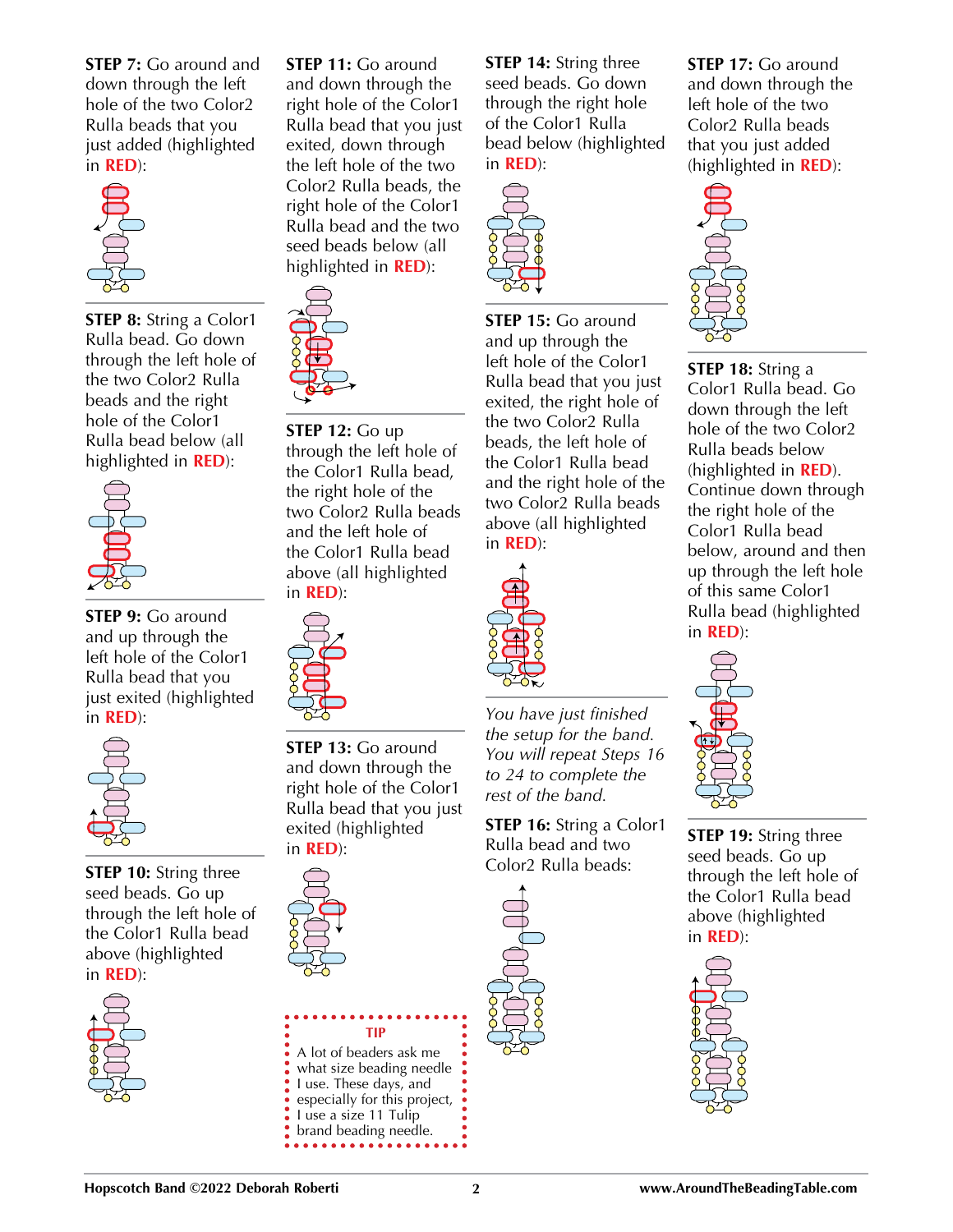**STEP 7:** Go around and down through the left hole of the two Color2 Rulla beads that you just added (highlighted in **RED**):

**STEP 8:** String a Color1 Rulla bead. Go down through the left hole of the two Color2 Rulla beads and the right hole of the Color1 Rulla bead below (all highlighted in **RED**):

**STEP 9:** Go around and up through the left hole of the Color1 Rulla bead that you just exited (highlighted in **RED**):

**STEP 10:** String three seed beads. Go up through the left hole of the Color1 Rulla bead above (highlighted in **RED**):

**STEP 11:** Go around and down through the right hole of the Color1 Rulla bead that you just exited, down through the left hole of the two Color2 Rulla beads, the right hole of the Color1 Rulla bead and the two seed beads below (all highlighted in **RED**):

**STEP 12:** Go up through the left hole of the Color1 Rulla bead, the right hole of the two Color2 Rulla beads and the left hole of the Color1 Rulla bead above (all highlighted in **RED**):

**STEP 13:** Go around and down through the right hole of the Color1 Rulla bead that you just exited (highlighted in **RED**):

**TIP**

A lot of beaders ask me what size beading needle I use. These days, and especially for this project, I use a size 11 Tulip brand beading needle.

**STEP 14:** String three seed beads. Go down through the right hole of the Color1 Rulla bead below (highlighted in **RED**):

**STEP 15:** Go around and up through the left hole of the Color1 Rulla bead that you just exited, the right hole of the two Color2 Rulla beads, the left hole of the Color1 Rulla bead and the right hole of the two Color2 Rulla beads above (all highlighted in **RED**):

*You have just finished the setup for the band. You will repeat Steps 16 to 24 to complete the rest of the band.*

**STEP 16:** String a Color1 Rulla bead and two Color2 Rulla beads:

**STEP 17:** Go around and down through the left hole of the two Color2 Rulla beads that you just added (highlighted in **RED**):

**STEP 18:** String a Color1 Rulla bead. Go down through the left hole of the two Color2 Rulla beads below (highlighted in **RED**). Continue down through the right hole of the Color1 Rulla bead below, around and then up through the left hole of this same Color1 Rulla bead (highlighted in **RED**):

**STEP 19:** String three seed beads. Go up through the left hole of the Color1 Rulla bead above (highlighted in **RED**):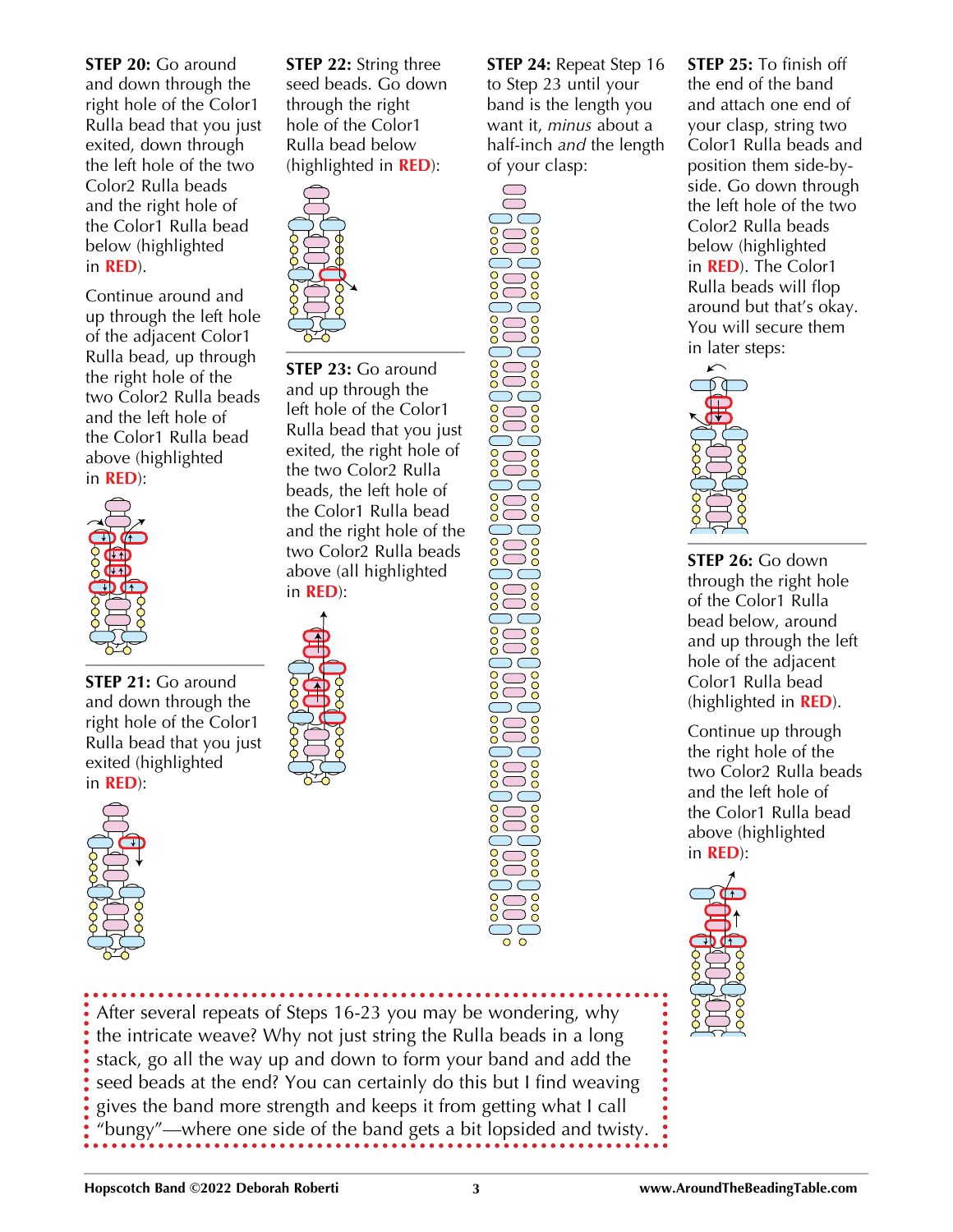**STEP 20:** Go around and down through the right hole of the Color1 Rulla bead that you just exited, down through the left hole of the two Color2 Rulla beads and the right hole of the Color1 Rulla bead below (highlighted in **RED**).

Continue around and up through the left hole of the adjacent Color1 Rulla bead, up through the right hole of the two Color2 Rulla beads and the left hole of the Color1 Rulla bead above (highlighted in **RED**):

**STEP 21:** Go around and down through the right hole of the Color1 Rulla bead that you just exited (highlighted in **RED**):

**STEP 22:** String three seed beads. Go down through the right hole of the Color1 Rulla bead below (highlighted in **RED**):

**STEP 23:** Go around and up through the left hole of the Color1 Rulla bead that you just exited, the right hole of the two Color2 Rulla beads, the left hole of the Color1 Rulla bead and the right hole of the two Color2 Rulla beads above (all highlighted in **RED**):

**STEP 24:** Repeat Step 16 to Step 23 until your band is the length you want it, *minus* about a half-inch *and* the length of your clasp:

**STEP 25:** To finish off the end of the band and attach one end of your clasp, string two Color1 Rulla beads and position them side-by-side. Go down through the left hole of the two Color2 Rulla beads below (highlighted in **RED**). The Color1 Rulla beads will flop around but that's okay. You will secure them in later steps:

**STEP 26:** Go down through the right hole of the Color1 Rulla bead below, around and up through the left hole of the adjacent Color1 Rulla bead (highlighted in **RED**).

Continue up through the right hole of the two Color2 Rulla beads and the left hole of the Color1 Rulla bead above (highlighted in **RED**):

After several repeats of Steps 16-23 you may be wondering, why the intricate weave? Why not just string the Rulla beads in a long stack, go all the way up and down to form your band and add the seed beads at the end? You can certainly do this but I find weaving gives the band more strength and keeps it from getting what I call "bungy"—where one side of the band gets a bit lopsided and twisty.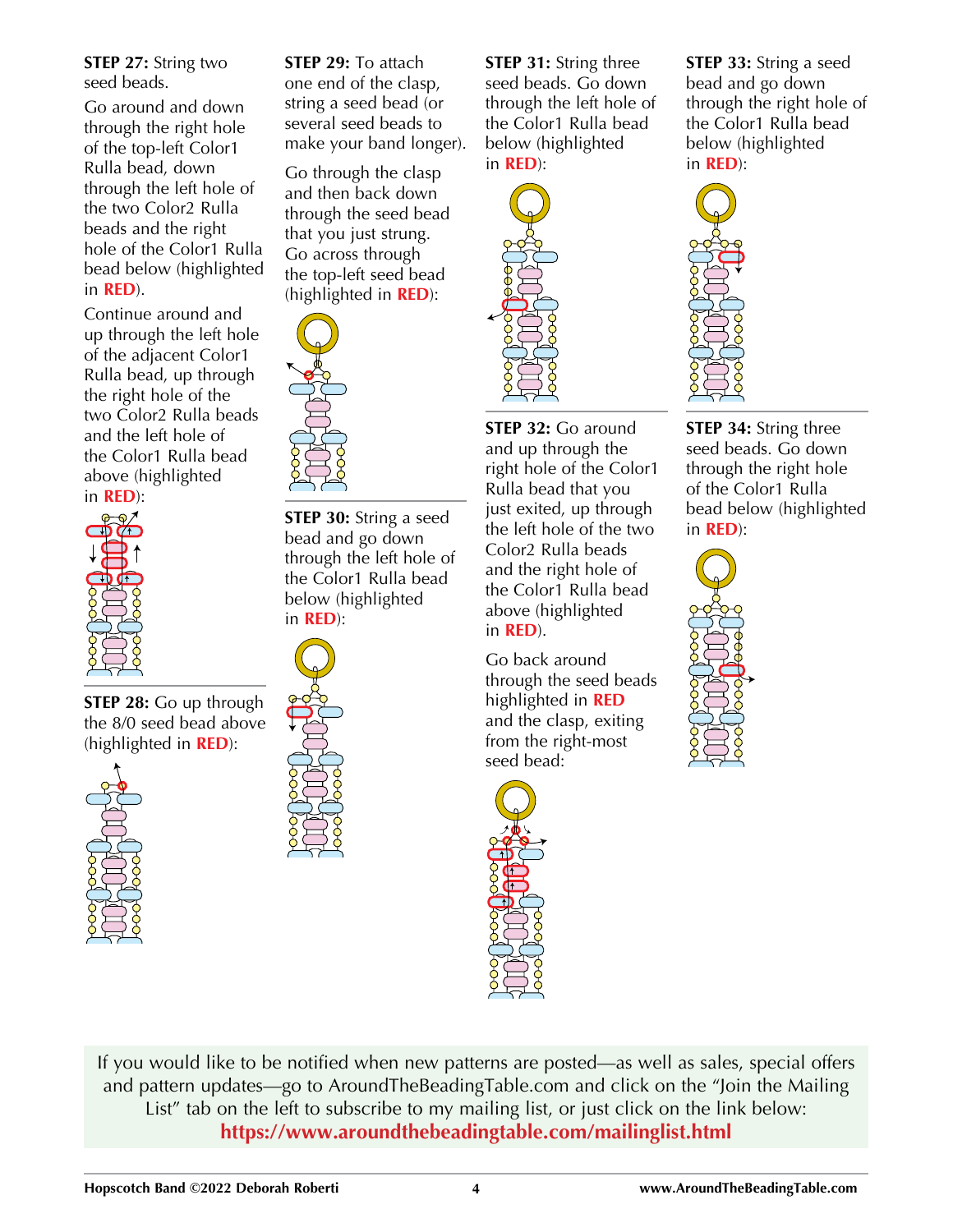**STEP 27:** String two seed beads.

Go around and down through the right hole of the top-left Color1 Rulla bead, down through the left hole of the two Color2 Rulla beads and the right hole of the Color1 Rulla bead below (highlighted in **RED**).

Continue around and up through the left hole of the adjacent Color1 Rulla bead, up through the right hole of the two Color2 Rulla beads and the left hole of the Color1 Rulla bead above (highlighted in **RED**):

**STEP 28:** Go up through the 8/0 seed bead above (highlighted in **RED**):

**STEP 29:** To attach one end of the clasp, string a seed bead (or several seed beads to make your band longer).

Go through the clasp and then back down through the seed bead that you just strung. Go across through the top-left seed bead (highlighted in **RED**):

**STEP 30:** String a seed bead and go down through the left hole of the Color1 Rulla bead below (highlighted in **RED**):

**STEP 31:** String three seed beads. Go down through the left hole of the Color1 Rulla bead below (highlighted in **RED**):

**STEP 32:** Go around and up through the right hole of the Color1 Rulla bead that you just exited, up through the left hole of the two Color2 Rulla beads and the right hole of the Color1 Rulla bead above (highlighted in **RED**).

Go back around through the seed beads highlighted in **RED** and the clasp, exiting from the right-most seed bead:

**STEP 33:** String a seed bead and go down through the right hole of the Color1 Rulla bead below (highlighted in **RED**):

**STEP 34:** String three seed beads. Go down through the right hole of the Color1 Rulla bead below (highlighted in **RED**):

If you would like to be notified when new patterns are posted—as well as sales, special offers and pattern updates—go to AroundTheBeadingTable.com and click on the "Join the Mailing List" tab on the left to subscribe to my mailing list, or just click on the link below:
**https://www.aroundthebeadingtable.com/mailinglist.html**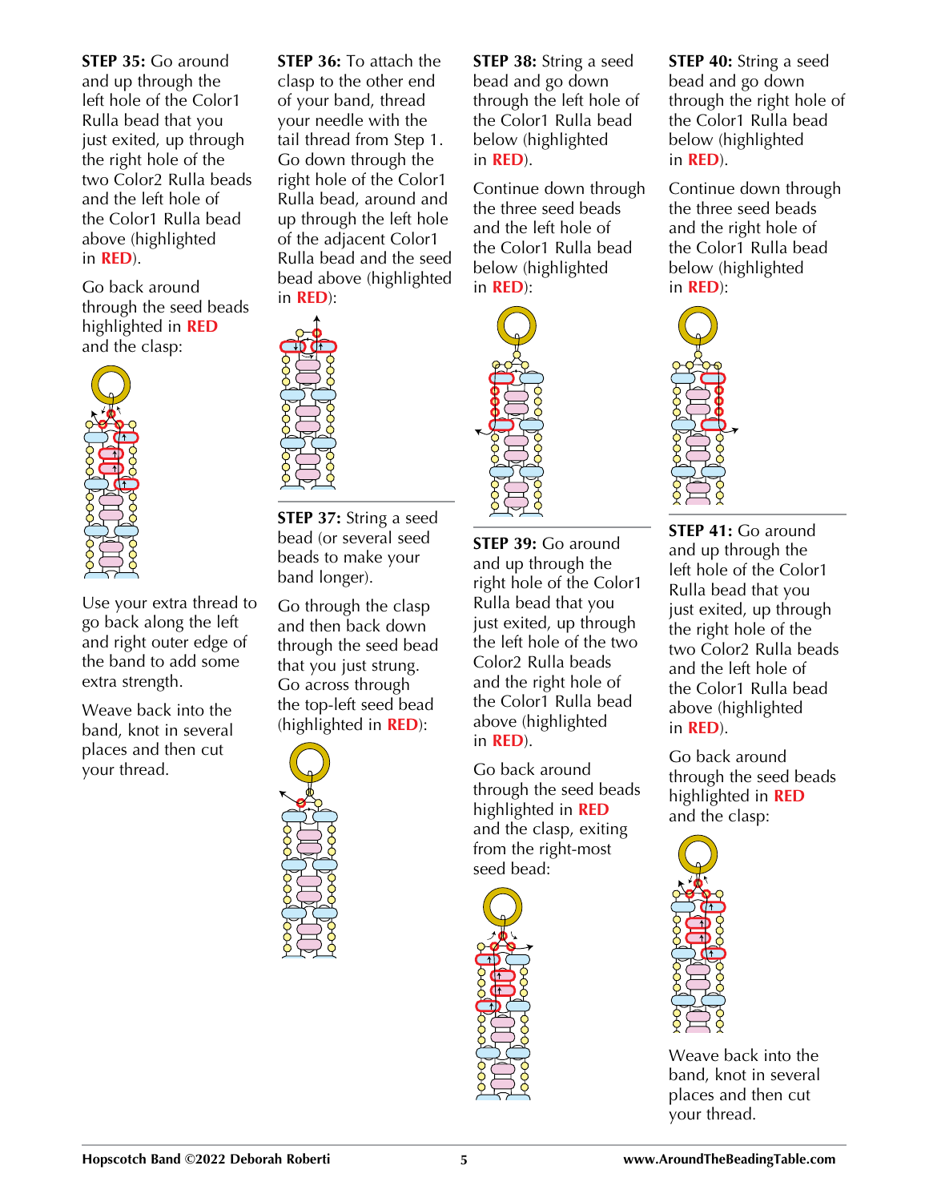**STEP 35:** Go around and up through the left hole of the Color1 Rulla bead that you just exited, up through the right hole of the two Color2 Rulla beads and the left hole of the Color1 Rulla bead above (highlighted in **RED**).

Go back around through the seed beads highlighted in **RED** and the clasp:

Use your extra thread to go back along the left and right outer edge of the band to add some extra strength.

Weave back into the band, knot in several places and then cut your thread.

**STEP 36:** To attach the clasp to the other end of your band, thread your needle with the tail thread from Step 1. Go down through the right hole of the Color1 Rulla bead, around and up through the left hole of the adjacent Color1 Rulla bead and the seed bead above (highlighted in **RED**):

**STEP 37:** String a seed bead (or several seed beads to make your band longer).

Go through the clasp and then back down through the seed bead that you just strung. Go across through the top-left seed bead (highlighted in **RED**):

**STEP 38:** String a seed bead and go down through the left hole of the Color1 Rulla bead below (highlighted in **RED**).

Continue down through the three seed beads and the left hole of the Color1 Rulla bead below (highlighted in **RED**):

**STEP 39:** Go around and up through the right hole of the Color1 Rulla bead that you just exited, up through the left hole of the two Color2 Rulla beads and the right hole of the Color1 Rulla bead above (highlighted in **RED**).

Go back around through the seed beads highlighted in **RED** and the clasp, exiting from the right-most seed bead:

**STEP 40:** String a seed bead and go down through the right hole of the Color1 Rulla bead below (highlighted in **RED**).

Continue down through the three seed beads and the right hole of the Color1 Rulla bead below (highlighted in **RED**):

**STEP 41:** Go around and up through the left hole of the Color1 Rulla bead that you just exited, up through the right hole of the two Color2 Rulla beads and the left hole of the Color1 Rulla bead above (highlighted in **RED**).

Go back around through the seed beads highlighted in **RED** and the clasp:

Weave back into the band, knot in several places and then cut your thread.